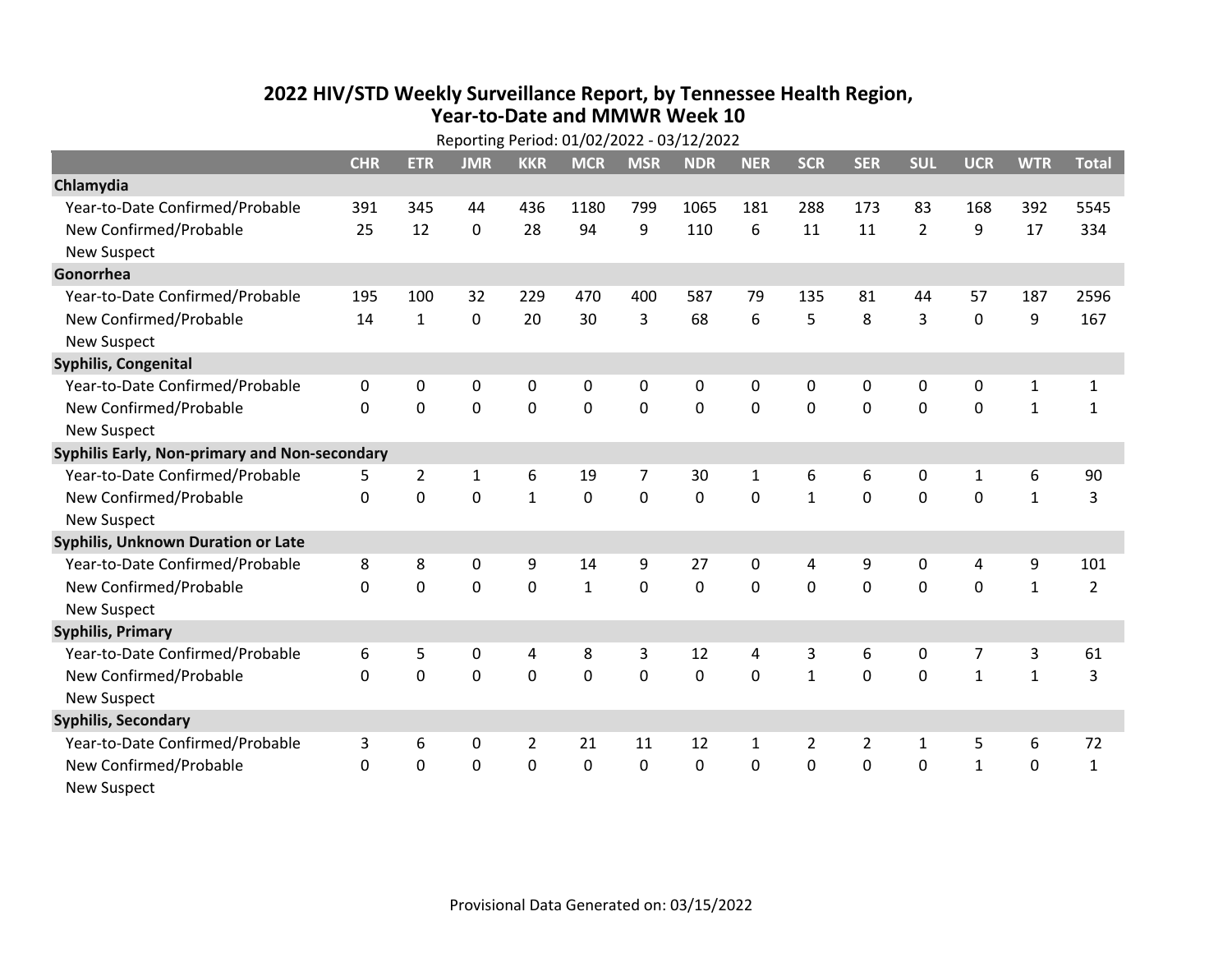# 2022 HIV/STD Weekly Surveillance Report, by Tennessee Health Region, Year-to-Date and MMWR Week 10

Reporting Period: 01/02/2022 - 03/12/2022

| | CHR | ETR | JMR | KKR | MCR | MSR | NDR | NER | SCR | SER | SUL | UCR | WTR | Total |
|---|---|---|---|---|---|---|---|---|---|---|---|---|---|---|
| **Chlamydia** | | | | | | | | | | | | | | |
| Year-to-Date Confirmed/Probable | 391 | 345 | 44 | 436 | 1180 | 799 | 1065 | 181 | 288 | 173 | 83 | 168 | 392 | 5545 |
| New Confirmed/Probable | 25 | 12 | 0 | 28 | 94 | 9 | 110 | 6 | 11 | 11 | 2 | 9 | 17 | 334 |
| New Suspect | | | | | | | | | | | | | | |
| **Gonorrhea** | | | | | | | | | | | | | | |
| Year-to-Date Confirmed/Probable | 195 | 100 | 32 | 229 | 470 | 400 | 587 | 79 | 135 | 81 | 44 | 57 | 187 | 2596 |
| New Confirmed/Probable | 14 | 1 | 0 | 20 | 30 | 3 | 68 | 6 | 5 | 8 | 3 | 0 | 9 | 167 |
| New Suspect | | | | | | | | | | | | | | |
| **Syphilis, Congenital** | | | | | | | | | | | | | | |
| Year-to-Date Confirmed/Probable | 0 | 0 | 0 | 0 | 0 | 0 | 0 | 0 | 0 | 0 | 0 | 0 | 1 | 1 |
| New Confirmed/Probable | 0 | 0 | 0 | 0 | 0 | 0 | 0 | 0 | 0 | 0 | 0 | 0 | 1 | 1 |
| New Suspect | | | | | | | | | | | | | | |
| **Syphilis Early, Non-primary and Non-secondary** | | | | | | | | | | | | | | |
| Year-to-Date Confirmed/Probable | 5 | 2 | 1 | 6 | 19 | 7 | 30 | 1 | 6 | 6 | 0 | 1 | 6 | 90 |
| New Confirmed/Probable | 0 | 0 | 0 | 1 | 0 | 0 | 0 | 0 | 1 | 0 | 0 | 0 | 1 | 3 |
| New Suspect | | | | | | | | | | | | | | |
| **Syphilis, Unknown Duration or Late** | | | | | | | | | | | | | | |
| Year-to-Date Confirmed/Probable | 8 | 8 | 0 | 9 | 14 | 9 | 27 | 0 | 4 | 9 | 0 | 4 | 9 | 101 |
| New Confirmed/Probable | 0 | 0 | 0 | 0 | 1 | 0 | 0 | 0 | 0 | 0 | 0 | 0 | 1 | 2 |
| New Suspect | | | | | | | | | | | | | | |
| **Syphilis, Primary** | | | | | | | | | | | | | | |
| Year-to-Date Confirmed/Probable | 6 | 5 | 0 | 4 | 8 | 3 | 12 | 4 | 3 | 6 | 0 | 7 | 3 | 61 |
| New Confirmed/Probable | 0 | 0 | 0 | 0 | 0 | 0 | 0 | 0 | 1 | 0 | 0 | 1 | 1 | 3 |
| New Suspect | | | | | | | | | | | | | | |
| **Syphilis, Secondary** | | | | | | | | | | | | | | |
| Year-to-Date Confirmed/Probable | 3 | 6 | 0 | 2 | 21 | 11 | 12 | 1 | 2 | 2 | 1 | 5 | 6 | 72 |
| New Confirmed/Probable | 0 | 0 | 0 | 0 | 0 | 0 | 0 | 0 | 0 | 0 | 0 | 1 | 0 | 1 |
| New Suspect | | | | | | | | | | | | | | |

Provisional Data Generated on: 03/15/2022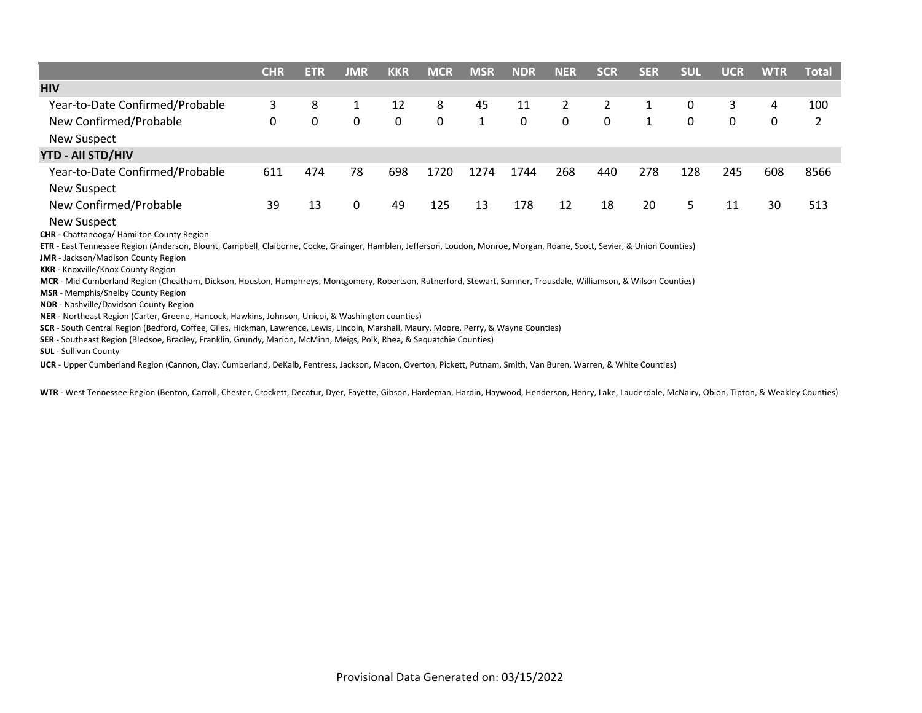| | CHR | ETR | JMR | KKR | MCR | MSR | NDR | NER | SCR | SER | SUL | UCR | WTR | Total |
|---|---|---|---|---|---|---|---|---|---|---|---|---|---|---|
| **HIV** | | | | | | | | | | | | | | |
| Year-to-Date Confirmed/Probable | 3 | 8 | 1 | 12 | 8 | 45 | 11 | 2 | 2 | 1 | 0 | 3 | 4 | 100 |
| New Confirmed/Probable | 0 | 0 | 0 | 0 | 0 | 1 | 0 | 0 | 0 | 1 | 0 | 0 | 0 | 2 |
| New Suspect | | | | | | | | | | | | | | |
| **YTD - All STD/HIV** | | | | | | | | | | | | | | |
| Year-to-Date Confirmed/Probable | 611 | 474 | 78 | 698 | 1720 | 1274 | 1744 | 268 | 440 | 278 | 128 | 245 | 608 | 8566 |
| New Suspect | | | | | | | | | | | | | | |
| New Confirmed/Probable | 39 | 13 | 0 | 49 | 125 | 13 | 178 | 12 | 18 | 20 | 5 | 11 | 30 | 513 |
| New Suspect | | | | | | | | | | | | | | |

**CHR** - Chattanooga/ Hamilton County Region

**ETR** - East Tennessee Region (Anderson, Blount, Campbell, Claiborne, Cocke, Grainger, Hamblen, Jefferson, Loudon, Monroe, Morgan, Roane, Scott, Sevier, & Union Counties)

**JMR** - Jackson/Madison County Region

**KKR** - Knoxville/Knox County Region

**MCR** - Mid Cumberland Region (Cheatham, Dickson, Houston, Humphreys, Montgomery, Robertson, Rutherford, Stewart, Sumner, Trousdale, Williamson, & Wilson Counties)

**MSR** - Memphis/Shelby County Region

**NDR** - Nashville/Davidson County Region

**NER** - Northeast Region (Carter, Greene, Hancock, Hawkins, Johnson, Unicoi, & Washington counties)

**SCR** - South Central Region (Bedford, Coffee, Giles, Hickman, Lawrence, Lewis, Lincoln, Marshall, Maury, Moore, Perry, & Wayne Counties)

**SER** - Southeast Region (Bledsoe, Bradley, Franklin, Grundy, Marion, McMinn, Meigs, Polk, Rhea, & Sequatchie Counties)

**SUL** - Sullivan County

**UCR** - Upper Cumberland Region (Cannon, Clay, Cumberland, DeKalb, Fentress, Jackson, Macon, Overton, Pickett, Putnam, Smith, Van Buren, Warren, & White Counties)

**WTR** - West Tennessee Region (Benton, Carroll, Chester, Crockett, Decatur, Dyer, Fayette, Gibson, Hardeman, Hardin, Haywood, Henderson, Henry, Lake, Lauderdale, McNairy, Obion, Tipton, & Weakley Counties)

Provisional Data Generated on: 03/15/2022